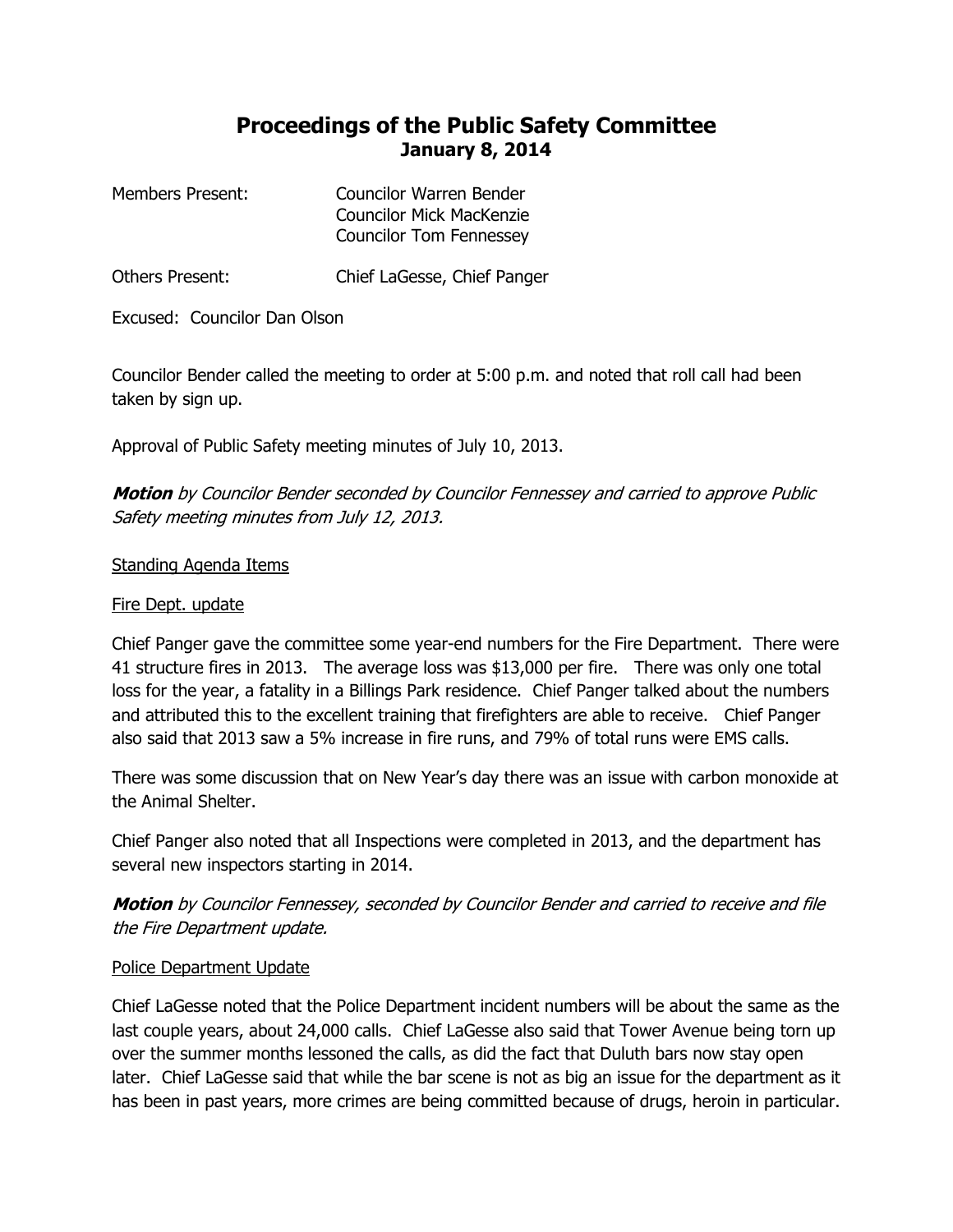# Proceedings of the Public Safety Committee
## January 8, 2014

Members Present: Councilor Warren Bender
Councilor Mick MacKenzie
Councilor Tom Fennessey

Others Present: Chief LaGesse, Chief Panger

Excused: Councilor Dan Olson

Councilor Bender called the meeting to order at 5:00 p.m. and noted that roll call had been taken by sign up.

Approval of Public Safety meeting minutes of July 10, 2013.

***Motion*** *by Councilor Bender seconded by Councilor Fennessey and carried to approve Public Safety meeting minutes from July 12, 2013.*

<u>Standing Agenda Items</u>

<u>Fire Dept. update</u>

Chief Panger gave the committee some year-end numbers for the Fire Department. There were 41 structure fires in 2013. The average loss was $13,000 per fire. There was only one total loss for the year, a fatality in a Billings Park residence. Chief Panger talked about the numbers and attributed this to the excellent training that firefighters are able to receive. Chief Panger also said that 2013 saw a 5% increase in fire runs, and 79% of total runs were EMS calls.

There was some discussion that on New Year's day there was an issue with carbon monoxide at the Animal Shelter.

Chief Panger also noted that all Inspections were completed in 2013, and the department has several new inspectors starting in 2014.

***Motion*** *by Councilor Fennessey, seconded by Councilor Bender and carried to receive and file the Fire Department update.*

<u>Police Department Update</u>

Chief LaGesse noted that the Police Department incident numbers will be about the same as the last couple years, about 24,000 calls. Chief LaGesse also said that Tower Avenue being torn up over the summer months lessoned the calls, as did the fact that Duluth bars now stay open later. Chief LaGesse said that while the bar scene is not as big an issue for the department as it has been in past years, more crimes are being committed because of drugs, heroin in particular.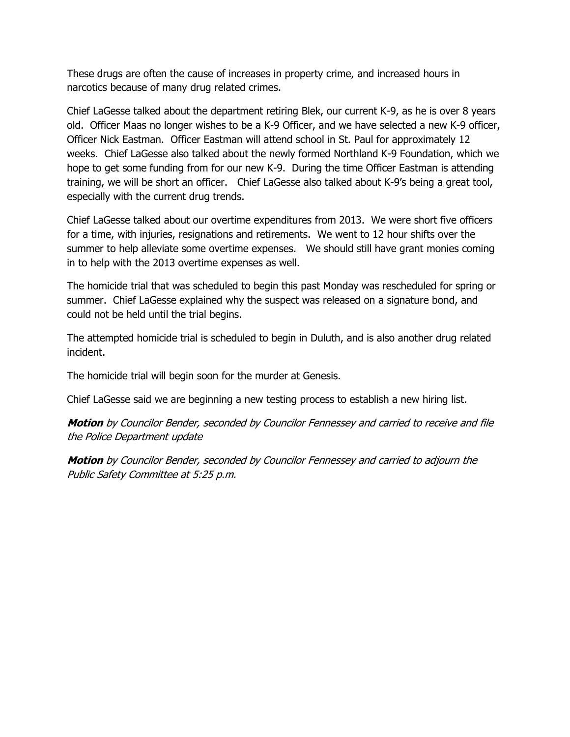These drugs are often the cause of increases in property crime, and increased hours in narcotics because of many drug related crimes.

Chief LaGesse talked about the department retiring Blek, our current K-9, as he is over 8 years old. Officer Maas no longer wishes to be a K-9 Officer, and we have selected a new K-9 officer, Officer Nick Eastman. Officer Eastman will attend school in St. Paul for approximately 12 weeks. Chief LaGesse also talked about the newly formed Northland K-9 Foundation, which we hope to get some funding from for our new K-9. During the time Officer Eastman is attending training, we will be short an officer. Chief LaGesse also talked about K-9's being a great tool, especially with the current drug trends.

Chief LaGesse talked about our overtime expenditures from 2013. We were short five officers for a time, with injuries, resignations and retirements. We went to 12 hour shifts over the summer to help alleviate some overtime expenses. We should still have grant monies coming in to help with the 2013 overtime expenses as well.

The homicide trial that was scheduled to begin this past Monday was rescheduled for spring or summer. Chief LaGesse explained why the suspect was released on a signature bond, and could not be held until the trial begins.

The attempted homicide trial is scheduled to begin in Duluth, and is also another drug related incident.

The homicide trial will begin soon for the murder at Genesis.

Chief LaGesse said we are beginning a new testing process to establish a new hiring list.

***Motion*** *by Councilor Bender, seconded by Councilor Fennessey and carried to receive and file the Police Department update*

***Motion*** *by Councilor Bender, seconded by Councilor Fennessey and carried to adjourn the Public Safety Committee at 5:25 p.m.*